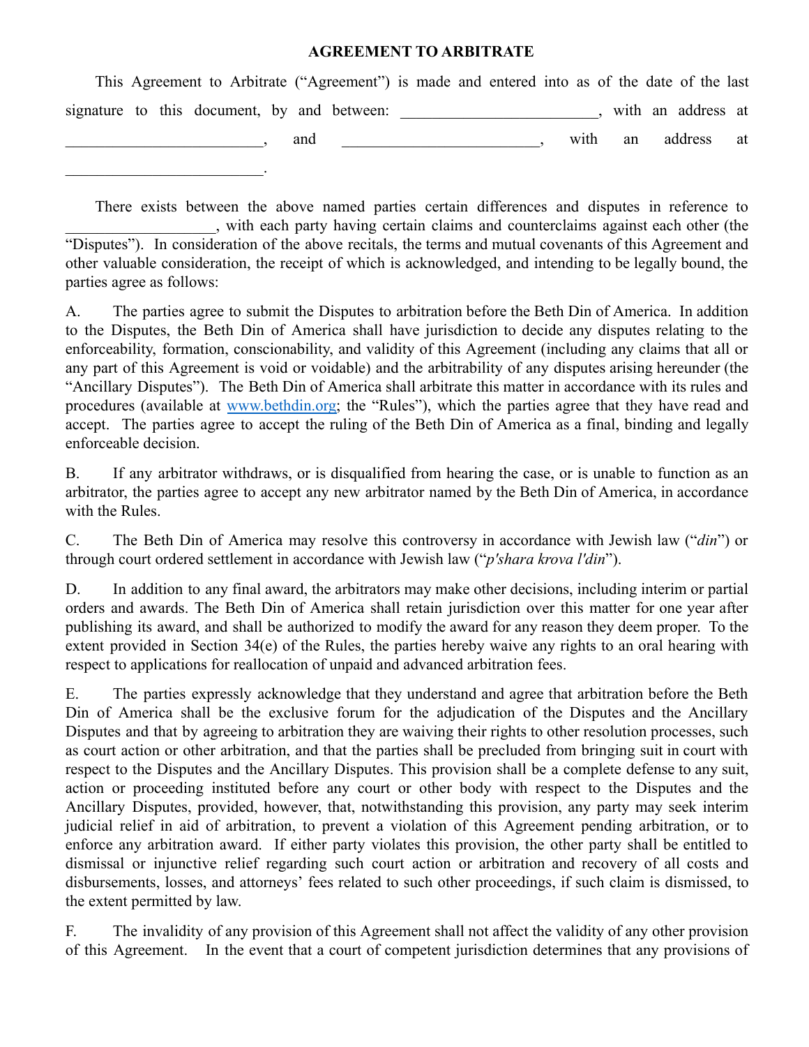# AGREEMENT TO ARBITRATE

This Agreement to Arbitrate ("Agreement") is made and entered into as of the date of the last signature to this document, by and between: _________________________, with an address at _________________________, and _________________________, with an address at _________________________.

There exists between the above named parties certain differences and disputes in reference to ___________________, with each party having certain claims and counterclaims against each other (the "Disputes"). In consideration of the above recitals, the terms and mutual covenants of this Agreement and other valuable consideration, the receipt of which is acknowledged, and intending to be legally bound, the parties agree as follows:

A. The parties agree to submit the Disputes to arbitration before the Beth Din of America. In addition to the Disputes, the Beth Din of America shall have jurisdiction to decide any disputes relating to the enforceability, formation, conscionability, and validity of this Agreement (including any claims that all or any part of this Agreement is void or voidable) and the arbitrability of any disputes arising hereunder (the "Ancillary Disputes"). The Beth Din of America shall arbitrate this matter in accordance with its rules and procedures (available at www.bethdin.org; the "Rules"), which the parties agree that they have read and accept. The parties agree to accept the ruling of the Beth Din of America as a final, binding and legally enforceable decision.

B. If any arbitrator withdraws, or is disqualified from hearing the case, or is unable to function as an arbitrator, the parties agree to accept any new arbitrator named by the Beth Din of America, in accordance with the Rules.

C. The Beth Din of America may resolve this controversy in accordance with Jewish law ("*din*") or through court ordered settlement in accordance with Jewish law ("*p'shara krova l'din*").

D. In addition to any final award, the arbitrators may make other decisions, including interim or partial orders and awards. The Beth Din of America shall retain jurisdiction over this matter for one year after publishing its award, and shall be authorized to modify the award for any reason they deem proper. To the extent provided in Section 34(e) of the Rules, the parties hereby waive any rights to an oral hearing with respect to applications for reallocation of unpaid and advanced arbitration fees.

E. The parties expressly acknowledge that they understand and agree that arbitration before the Beth Din of America shall be the exclusive forum for the adjudication of the Disputes and the Ancillary Disputes and that by agreeing to arbitration they are waiving their rights to other resolution processes, such as court action or other arbitration, and that the parties shall be precluded from bringing suit in court with respect to the Disputes and the Ancillary Disputes. This provision shall be a complete defense to any suit, action or proceeding instituted before any court or other body with respect to the Disputes and the Ancillary Disputes, provided, however, that, notwithstanding this provision, any party may seek interim judicial relief in aid of arbitration, to prevent a violation of this Agreement pending arbitration, or to enforce any arbitration award. If either party violates this provision, the other party shall be entitled to dismissal or injunctive relief regarding such court action or arbitration and recovery of all costs and disbursements, losses, and attorneys' fees related to such other proceedings, if such claim is dismissed, to the extent permitted by law.

F. The invalidity of any provision of this Agreement shall not affect the validity of any other provision of this Agreement. In the event that a court of competent jurisdiction determines that any provisions of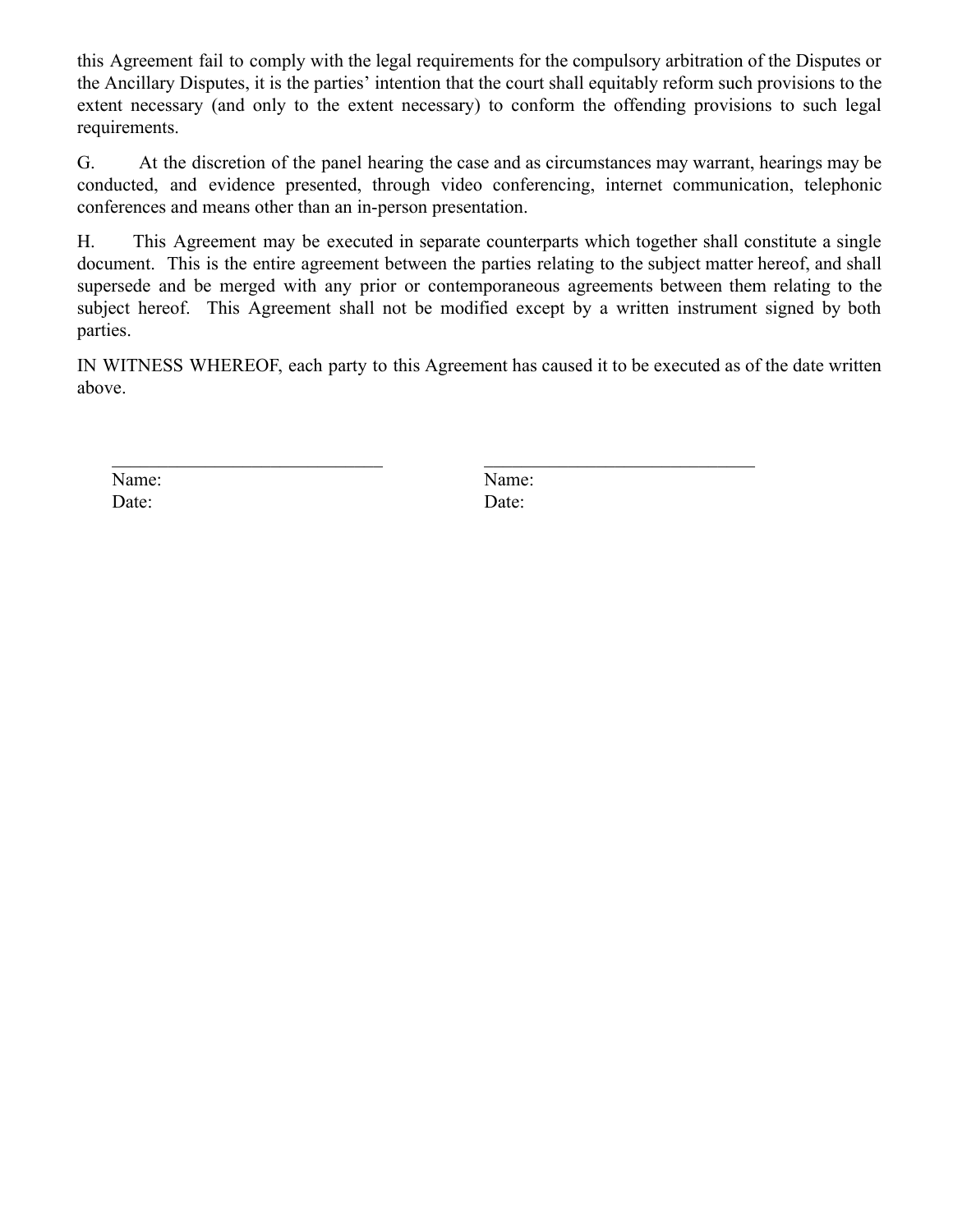this Agreement fail to comply with the legal requirements for the compulsory arbitration of the Disputes or the Ancillary Disputes, it is the parties' intention that the court shall equitably reform such provisions to the extent necessary (and only to the extent necessary) to conform the offending provisions to such legal requirements.

G. At the discretion of the panel hearing the case and as circumstances may warrant, hearings may be conducted, and evidence presented, through video conferencing, internet communication, telephonic conferences and means other than an in-person presentation.

H. This Agreement may be executed in separate counterparts which together shall constitute a single document. This is the entire agreement between the parties relating to the subject matter hereof, and shall supersede and be merged with any prior or contemporaneous agreements between them relating to the subject hereof. This Agreement shall not be modified except by a written instrument signed by both parties.

IN WITNESS WHEREOF, each party to this Agreement has caused it to be executed as of the date written above.

| | |
|---|---|
| ______________________________ | ______________________________ |
| Name: | Name: |
| Date: | Date: |